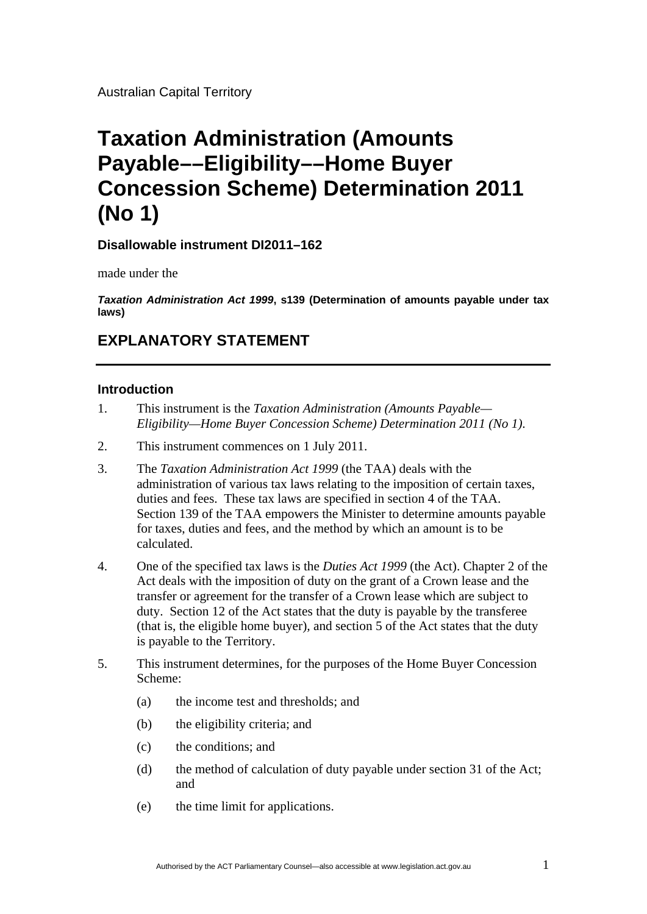Australian Capital Territory

# Taxation Administration (Amounts Payable––Eligibility––Home Buyer Concession Scheme) Determination 2011 (No 1)

**Disallowable instrument DI2011–162**

made under the

***Taxation Administration Act 1999*, s139 (Determination of amounts payable under tax laws)**

## EXPLANATORY STATEMENT

### Introduction

1. This instrument is the *Taxation Administration (Amounts Payable—Eligibility—Home Buyer Concession Scheme) Determination 2011 (No 1).*

2. This instrument commences on 1 July 2011.

3. The *Taxation Administration Act 1999* (the TAA) deals with the administration of various tax laws relating to the imposition of certain taxes, duties and fees. These tax laws are specified in section 4 of the TAA. Section 139 of the TAA empowers the Minister to determine amounts payable for taxes, duties and fees, and the method by which an amount is to be calculated.

4. One of the specified tax laws is the *Duties Act 1999* (the Act). Chapter 2 of the Act deals with the imposition of duty on the grant of a Crown lease and the transfer or agreement for the transfer of a Crown lease which are subject to duty. Section 12 of the Act states that the duty is payable by the transferee (that is, the eligible home buyer), and section 5 of the Act states that the duty is payable to the Territory.

5. This instrument determines, for the purposes of the Home Buyer Concession Scheme:

   (a) the income test and thresholds; and

   (b) the eligibility criteria; and

   (c) the conditions; and

   (d) the method of calculation of duty payable under section 31 of the Act; and

   (e) the time limit for applications.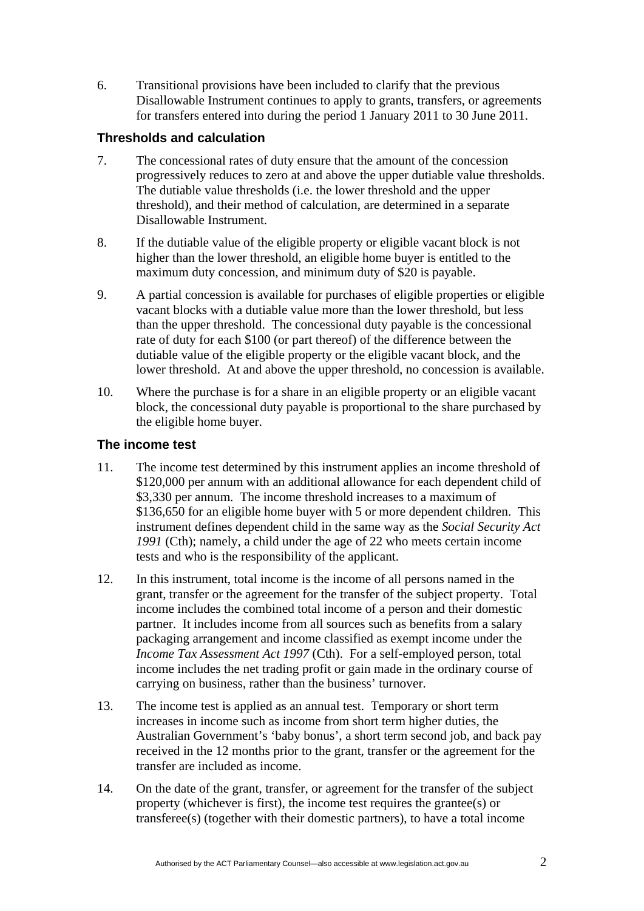6. Transitional provisions have been included to clarify that the previous Disallowable Instrument continues to apply to grants, transfers, or agreements for transfers entered into during the period 1 January 2011 to 30 June 2011.

### Thresholds and calculation

7. The concessional rates of duty ensure that the amount of the concession progressively reduces to zero at and above the upper dutiable value thresholds. The dutiable value thresholds (i.e. the lower threshold and the upper threshold), and their method of calculation, are determined in a separate Disallowable Instrument.

8. If the dutiable value of the eligible property or eligible vacant block is not higher than the lower threshold, an eligible home buyer is entitled to the maximum duty concession, and minimum duty of $20 is payable.

9. A partial concession is available for purchases of eligible properties or eligible vacant blocks with a dutiable value more than the lower threshold, but less than the upper threshold. The concessional duty payable is the concessional rate of duty for each $100 (or part thereof) of the difference between the dutiable value of the eligible property or the eligible vacant block, and the lower threshold. At and above the upper threshold, no concession is available.

10. Where the purchase is for a share in an eligible property or an eligible vacant block, the concessional duty payable is proportional to the share purchased by the eligible home buyer.

### The income test

11. The income test determined by this instrument applies an income threshold of $120,000 per annum with an additional allowance for each dependent child of $3,330 per annum. The income threshold increases to a maximum of $136,650 for an eligible home buyer with 5 or more dependent children. This instrument defines dependent child in the same way as the *Social Security Act 1991* (Cth); namely, a child under the age of 22 who meets certain income tests and who is the responsibility of the applicant.

12. In this instrument, total income is the income of all persons named in the grant, transfer or the agreement for the transfer of the subject property. Total income includes the combined total income of a person and their domestic partner. It includes income from all sources such as benefits from a salary packaging arrangement and income classified as exempt income under the *Income Tax Assessment Act 1997* (Cth). For a self-employed person, total income includes the net trading profit or gain made in the ordinary course of carrying on business, rather than the business' turnover.

13. The income test is applied as an annual test. Temporary or short term increases in income such as income from short term higher duties, the Australian Government's 'baby bonus', a short term second job, and back pay received in the 12 months prior to the grant, transfer or the agreement for the transfer are included as income.

14. On the date of the grant, transfer, or agreement for the transfer of the subject property (whichever is first), the income test requires the grantee(s) or transferee(s) (together with their domestic partners), to have a total income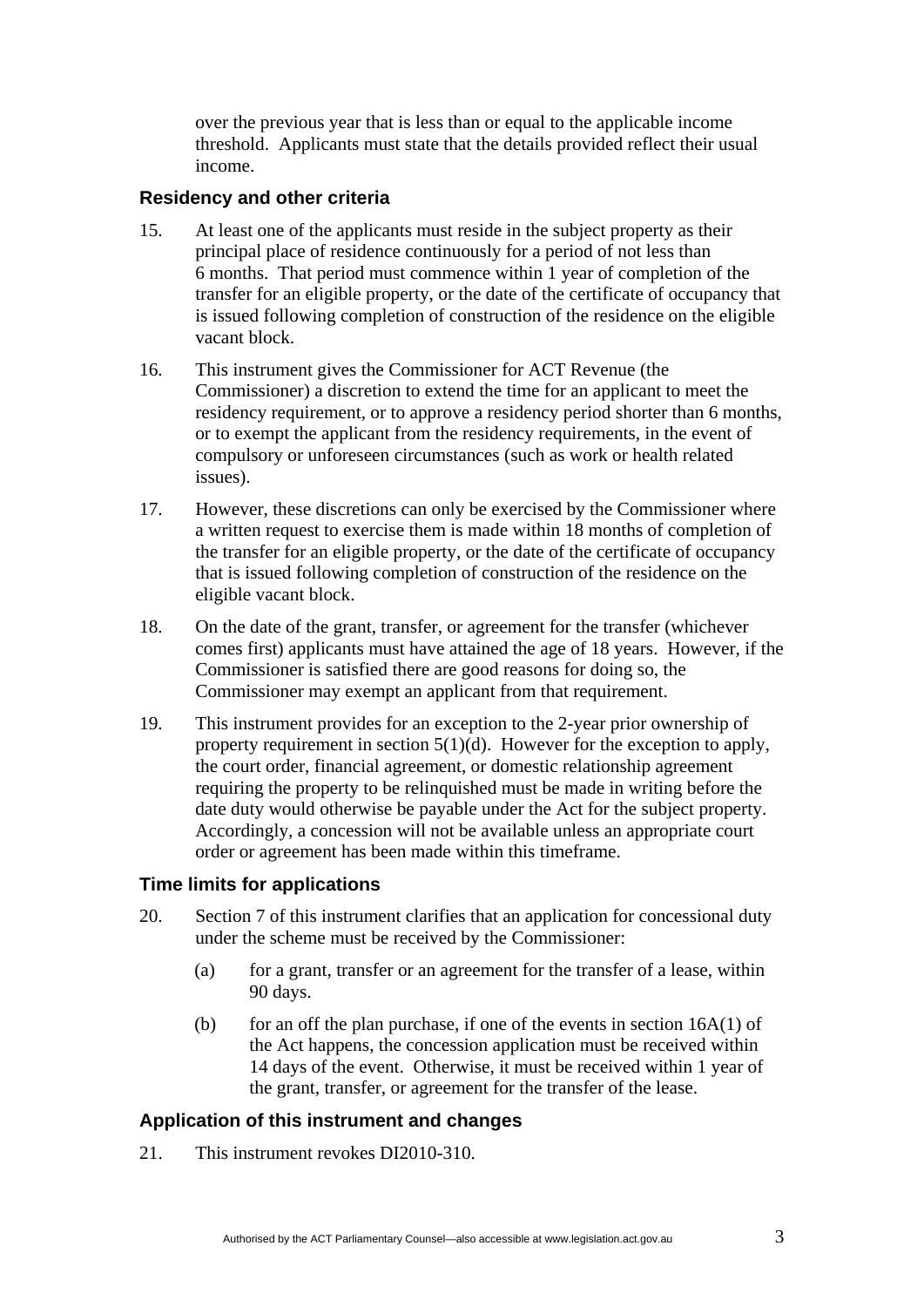over the previous year that is less than or equal to the applicable income threshold. Applicants must state that the details provided reflect their usual income.

### Residency and other criteria

15. At least one of the applicants must reside in the subject property as their principal place of residence continuously for a period of not less than 6 months. That period must commence within 1 year of completion of the transfer for an eligible property, or the date of the certificate of occupancy that is issued following completion of construction of the residence on the eligible vacant block.

16. This instrument gives the Commissioner for ACT Revenue (the Commissioner) a discretion to extend the time for an applicant to meet the residency requirement, or to approve a residency period shorter than 6 months, or to exempt the applicant from the residency requirements, in the event of compulsory or unforeseen circumstances (such as work or health related issues).

17. However, these discretions can only be exercised by the Commissioner where a written request to exercise them is made within 18 months of completion of the transfer for an eligible property, or the date of the certificate of occupancy that is issued following completion of construction of the residence on the eligible vacant block.

18. On the date of the grant, transfer, or agreement for the transfer (whichever comes first) applicants must have attained the age of 18 years. However, if the Commissioner is satisfied there are good reasons for doing so, the Commissioner may exempt an applicant from that requirement.

19. This instrument provides for an exception to the 2-year prior ownership of property requirement in section 5(1)(d). However for the exception to apply, the court order, financial agreement, or domestic relationship agreement requiring the property to be relinquished must be made in writing before the date duty would otherwise be payable under the Act for the subject property. Accordingly, a concession will not be available unless an appropriate court order or agreement has been made within this timeframe.

### Time limits for applications

20. Section 7 of this instrument clarifies that an application for concessional duty under the scheme must be received by the Commissioner:

    (a) for a grant, transfer or an agreement for the transfer of a lease, within 90 days.

    (b) for an off the plan purchase, if one of the events in section 16A(1) of the Act happens, the concession application must be received within 14 days of the event. Otherwise, it must be received within 1 year of the grant, transfer, or agreement for the transfer of the lease.

### Application of this instrument and changes

21. This instrument revokes DI2010-310.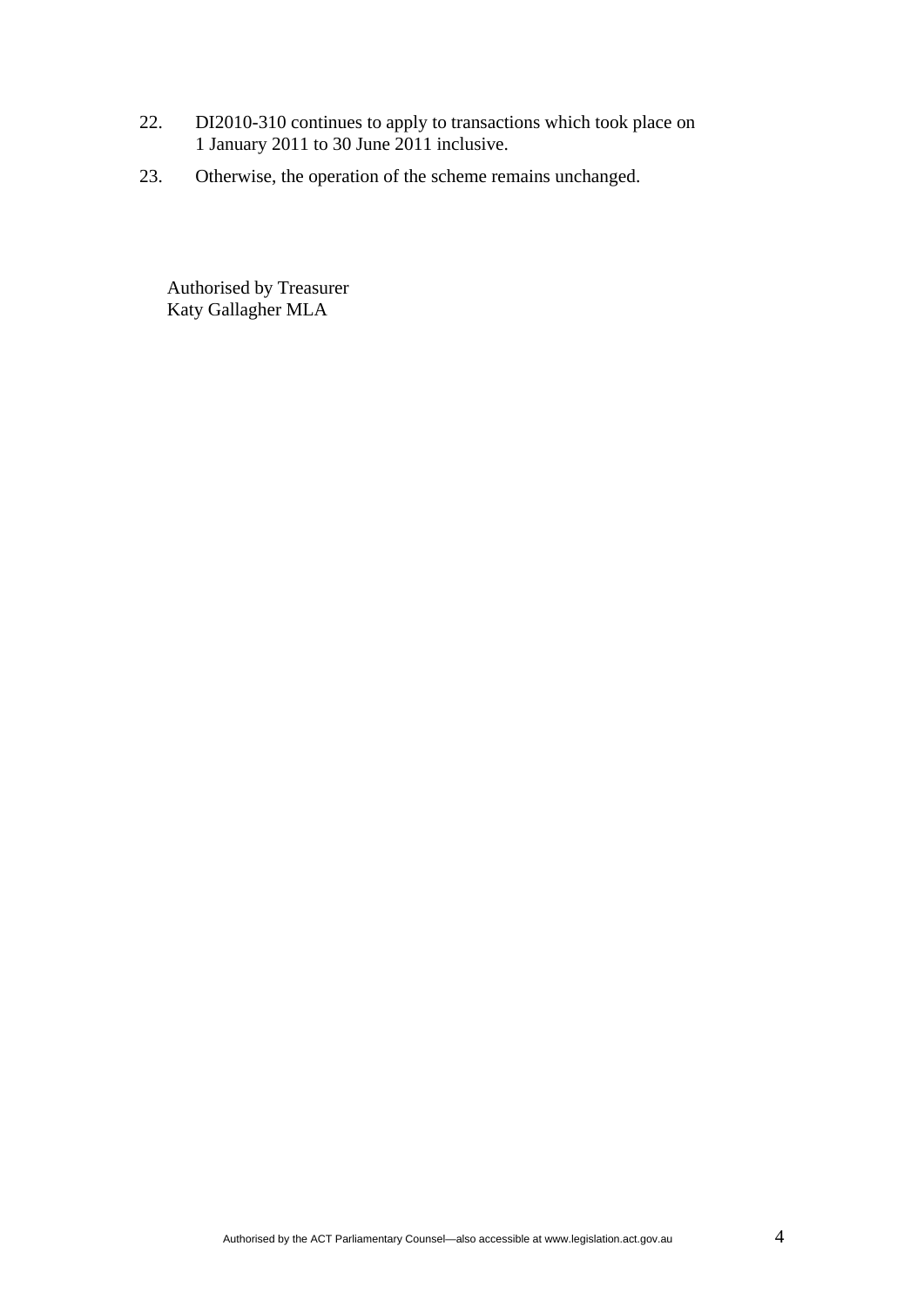22. DI2010-310 continues to apply to transactions which took place on 1 January 2011 to 30 June 2011 inclusive.

23. Otherwise, the operation of the scheme remains unchanged.

Authorised by Treasurer
Katy Gallagher MLA